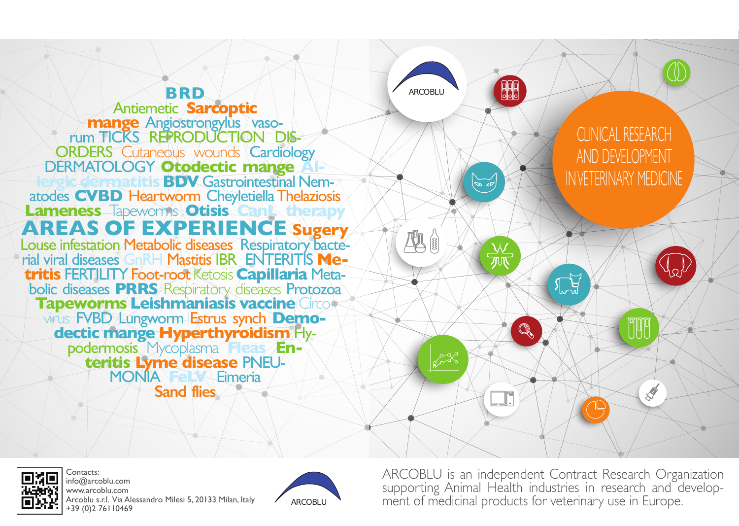BRD Antiemetic **Sarcoptic mange** Angiostrongylus vasorum TICKS REPRODUCTION DISORDERS Cutaneous wounds Cardiology DERMATOLOGY **Otodectic mange** Allergic dermatitis **BDV** Gastrointestinal Nematodes **CVBD** Heartworm Cheyletiella Thelaziosis **Lameness** Tapeworms **Otisis** **CanL therapy**

# AREAS OF EXPERIENCE

**Sugery** Louse infestation Metabolic diseases Respiratory bacterial viral diseases GnRH Mastitis IBR ENTERITIS **Metritis** FERTILITY Foot-root Ketosis **Capillaria** Metabolic diseases **PRRS** Respiratory diseases Protozoa **Tapeworms Leishmaniasis vaccine** Circovirus FVBD Lungworm Estrus synch **Demodectic mange Hyperthyroidism** Hypodermosis Mycoplasma **Fleas Enteritis Lyme disease** PNEUMONIA **FeLV** Eimeria Sand flies

ARCOBLU

## CLINICAL RESEARCH AND DEVELOPMENT IN VETERINARY MEDICINE

Contacts:
info@arcoblu.com
www.arcoblu.com
Arcoblu s.r.l. Via Alessandro Milesi 5, 20133 Milan, Italy
+39 (0)2 76110469

ARCOBLU

ARCOBLU is an independent Contract Research Organization supporting Animal Health industries in research and development of medicinal products for veterinary use in Europe.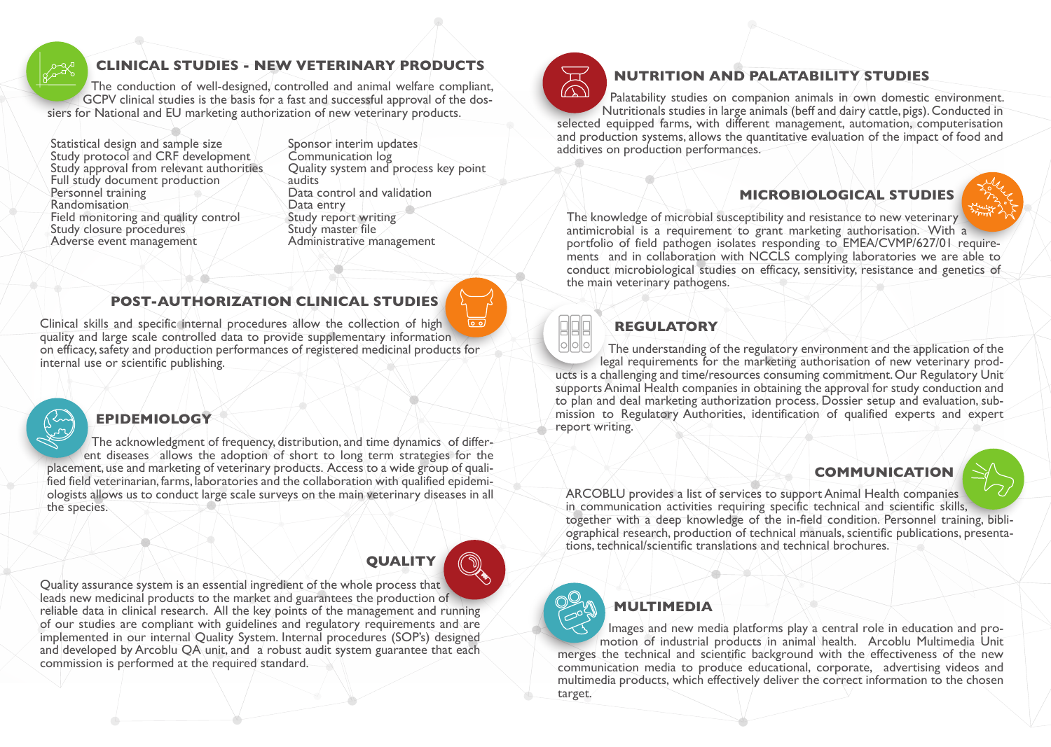## CLINICAL STUDIES - NEW VETERINARY PRODUCTS

The conduction of well-designed, controlled and animal welfare compliant, GCPV clinical studies is the basis for a fast and successful approval of the dossiers for National and EU marketing authorization of new veterinary products.

- Statistical design and sample size
- Study protocol and CRF development
- Study approval from relevant authorities
- Full study document production
- Personnel training
- Randomisation
- Field monitoring and quality control
- Study closure procedures
- Adverse event management
- Sponsor interim updates
- Communication log
- Quality system and process key point audits
- Data control and validation
- Data entry
- Study report writing
- Study master file
- Administrative management

## POST-AUTHORIZATION CLINICAL STUDIES

Clinical skills and specific internal procedures allow the collection of high quality and large scale controlled data to provide supplementary information on efficacy, safety and production performances of registered medicinal products for internal use or scientific publishing.

## EPIDEMIOLOGY

The acknowledgment of frequency, distribution, and time dynamics of different diseases allows the adoption of short to long term strategies for the placement, use and marketing of veterinary products. Access to a wide group of qualified field veterinarian, farms, laboratories and the collaboration with qualified epidemiologists allows us to conduct large scale surveys on the main veterinary diseases in all the species.

## QUALITY

Quality assurance system is an essential ingredient of the whole process that leads new medicinal products to the market and guarantees the production of reliable data in clinical research. All the key points of the management and running of our studies are compliant with guidelines and regulatory requirements and are implemented in our internal Quality System. Internal procedures (SOP's) designed and developed by Arcoblu QA unit, and a robust audit system guarantee that each commission is performed at the required standard.

## NUTRITION AND PALATABILITY STUDIES

Palatability studies on companion animals in own domestic environment. Nutritionals studies in large animals (beff and dairy cattle, pigs). Conducted in selected equipped farms, with different management, automation, computerisation and production systems, allows the quantitative evaluation of the impact of food and additives on production performances.

## MICROBIOLOGICAL STUDIES

The knowledge of microbial susceptibility and resistance to new veterinary antimicrobial is a requirement to grant marketing authorisation. With a portfolio of field pathogen isolates responding to EMEA/CVMP/627/01 requirements and in collaboration with NCCLS complying laboratories we are able to conduct microbiological studies on efficacy, sensitivity, resistance and genetics of the main veterinary pathogens.

## REGULATORY

The understanding of the regulatory environment and the application of the legal requirements for the marketing authorisation of new veterinary products is a challenging and time/resources consuming commitment. Our Regulatory Unit supports Animal Health companies in obtaining the approval for study conduction and to plan and deal marketing authorization process. Dossier setup and evaluation, submission to Regulatory Authorities, identification of qualified experts and expert report writing.

## COMMUNICATION

ARCOBLU provides a list of services to support Animal Health companies in communication activities requiring specific technical and scientific skills, together with a deep knowledge of the in-field condition. Personnel training, bibliographical research, production of technical manuals, scientific publications, presentations, technical/scientific translations and technical brochures.

## MULTIMEDIA

Images and new media platforms play a central role in education and promotion of industrial products in animal health. Arcoblu Multimedia Unit merges the technical and scientific background with the effectiveness of the new communication media to produce educational, corporate, advertising videos and multimedia products, which effectively deliver the correct information to the chosen target.